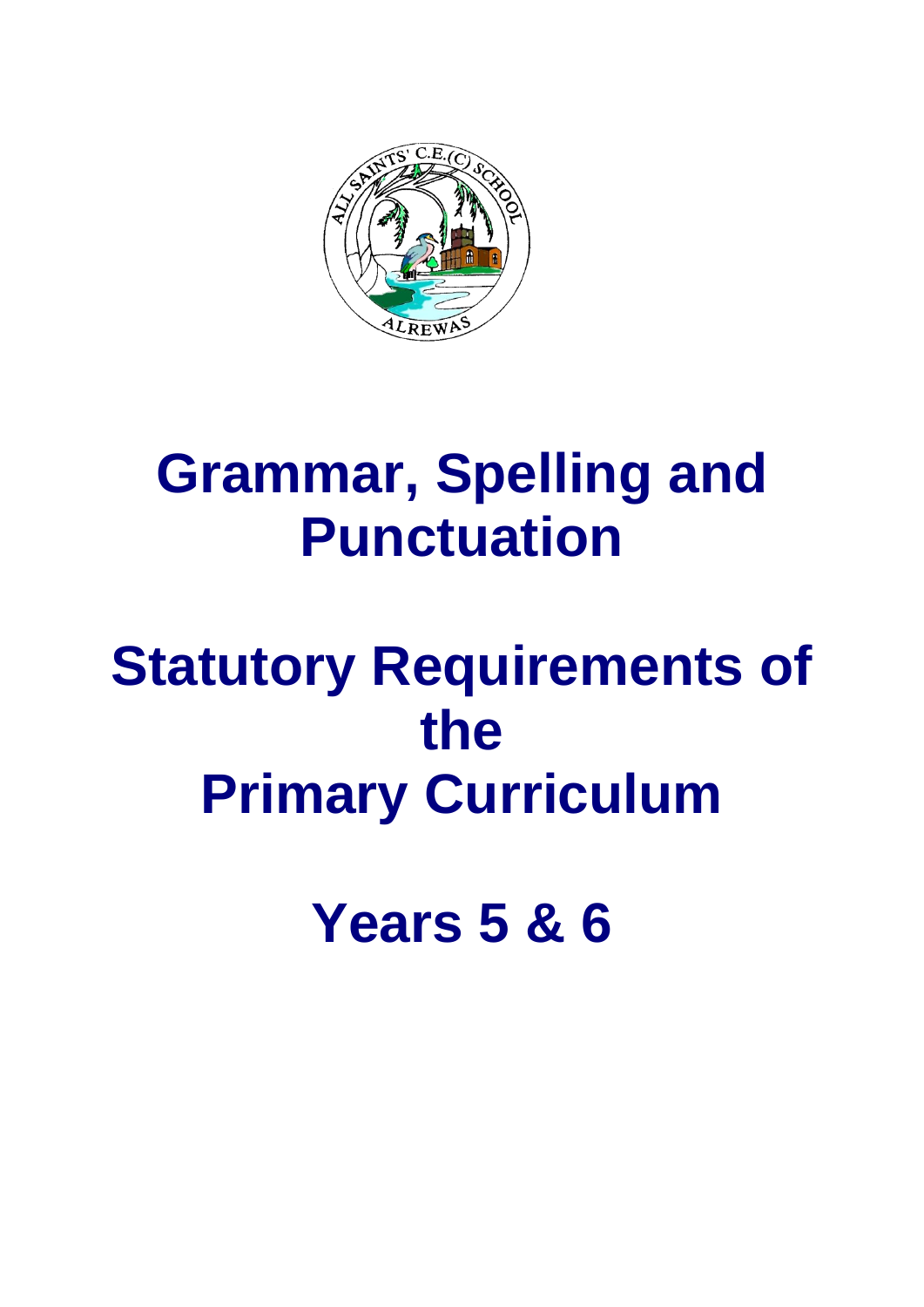# Grammar, Spelling and Punctuation

# Statutory Requirements of the Primary Curriculum

# Years 5 & 6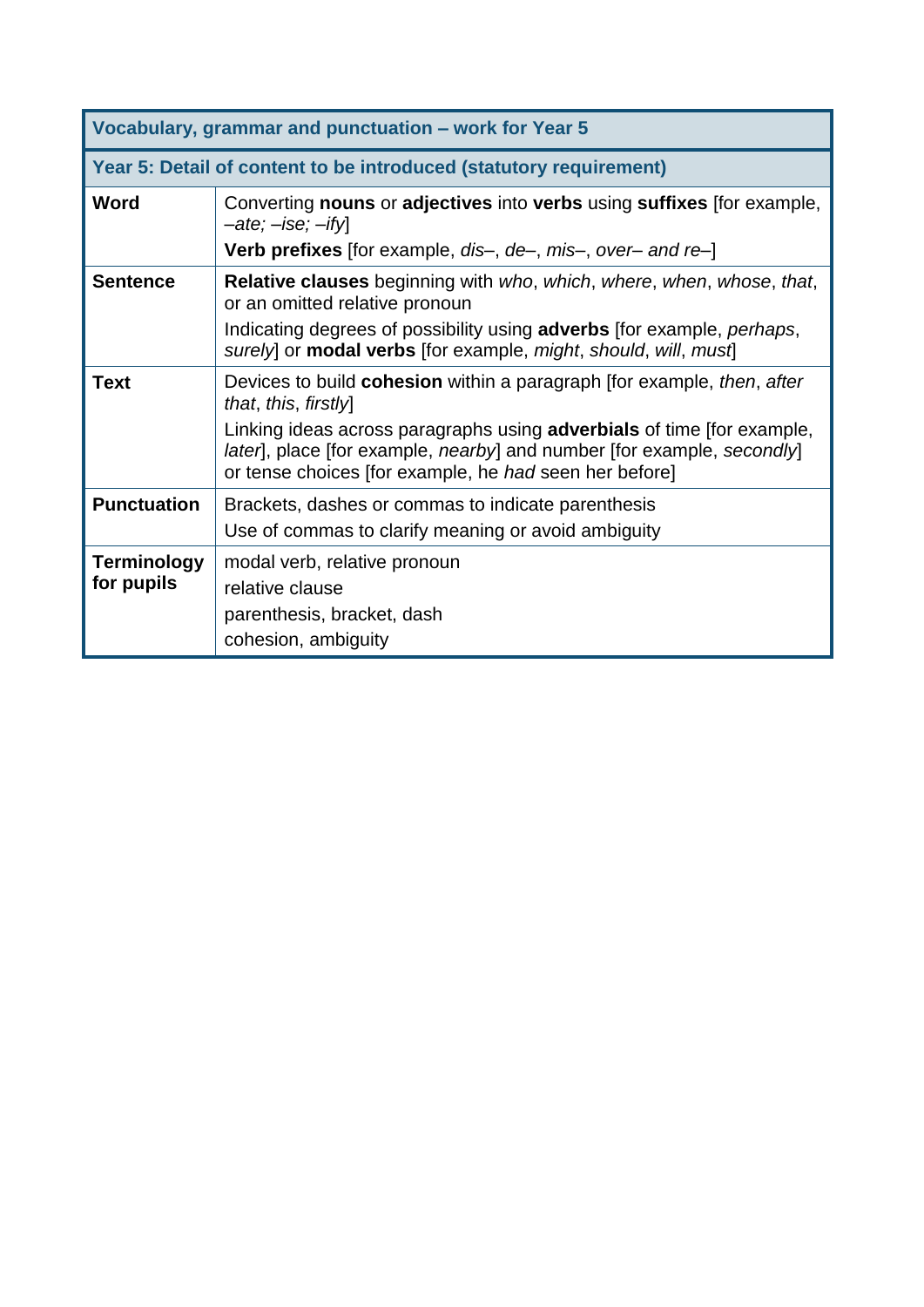| Vocabulary, grammar and punctuation – work for Year 5 | |
|---|---|
| **Year 5: Detail of content to be introduced (statutory requirement)** | |
| **Word** | Converting **nouns** or **adjectives** into **verbs** using **suffixes** [for example, *–ate; –ise; –ify*]<br>**Verb prefixes** [for example, *dis–*, *de–*, *mis–*, *over– and re–*] |
| **Sentence** | **Relative clauses** beginning with *who*, *which*, *where*, *when*, *whose*, *that*, or an omitted relative pronoun<br>Indicating degrees of possibility using **adverbs** [for example, *perhaps*, *surely*] or **modal verbs** [for example, *might*, *should*, *will*, *must*] |
| **Text** | Devices to build **cohesion** within a paragraph [for example, *then*, *after that*, *this*, *firstly*]<br>Linking ideas across paragraphs using **adverbials** of time [for example, *later*], place [for example, *nearby*] and number [for example, *secondly*] or tense choices [for example, he *had* seen her before] |
| **Punctuation** | Brackets, dashes or commas to indicate parenthesis<br>Use of commas to clarify meaning or avoid ambiguity |
| **Terminology for pupils** | modal verb, relative pronoun<br>relative clause<br>parenthesis, bracket, dash<br>cohesion, ambiguity |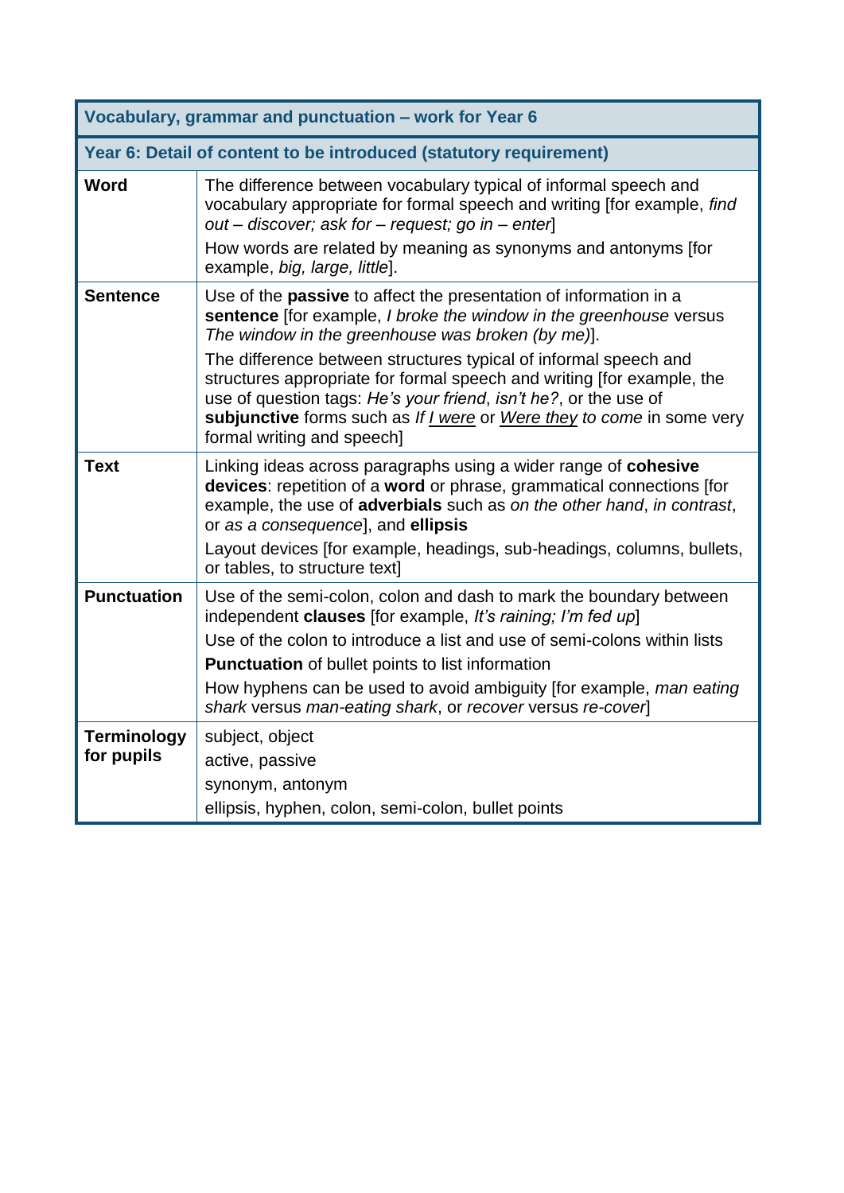| Vocabulary, grammar and punctuation – work for Year 6 | |
|---|---|
| **Year 6: Detail of content to be introduced (statutory requirement)** | |
| **Word** | The difference between vocabulary typical of informal speech and vocabulary appropriate for formal speech and writing [for example, *find out – discover; ask for – request; go in – enter*]<br>How words are related by meaning as synonyms and antonyms [for example, *big, large, little*]. |
| **Sentence** | Use of the **passive** to affect the presentation of information in a **sentence** [for example, *I broke the window in the greenhouse* versus *The window in the greenhouse was broken (by me)*].<br>The difference between structures typical of informal speech and structures appropriate for formal speech and writing [for example, the use of question tags: *He's your friend*, *isn't he?*, or the use of **subjunctive** forms such as *If <u>I were</u>* or *<u>Were they</u> to come* in some very formal writing and speech] |
| **Text** | Linking ideas across paragraphs using a wider range of **cohesive devices**: repetition of a **word** or phrase, grammatical connections [for example, the use of **adverbials** such as *on the other hand*, *in contrast*, or *as a consequence*], and **ellipsis**<br>Layout devices [for example, headings, sub-headings, columns, bullets, or tables, to structure text] |
| **Punctuation** | Use of the semi-colon, colon and dash to mark the boundary between independent **clauses** [for example, *It's raining; I'm fed up*]<br>Use of the colon to introduce a list and use of semi-colons within lists<br>**Punctuation** of bullet points to list information<br>How hyphens can be used to avoid ambiguity [for example, *man eating shark* versus *man-eating shark*, or *recover* versus *re-cover*] |
| **Terminology for pupils** | subject, object<br>active, passive<br>synonym, antonym<br>ellipsis, hyphen, colon, semi-colon, bullet points |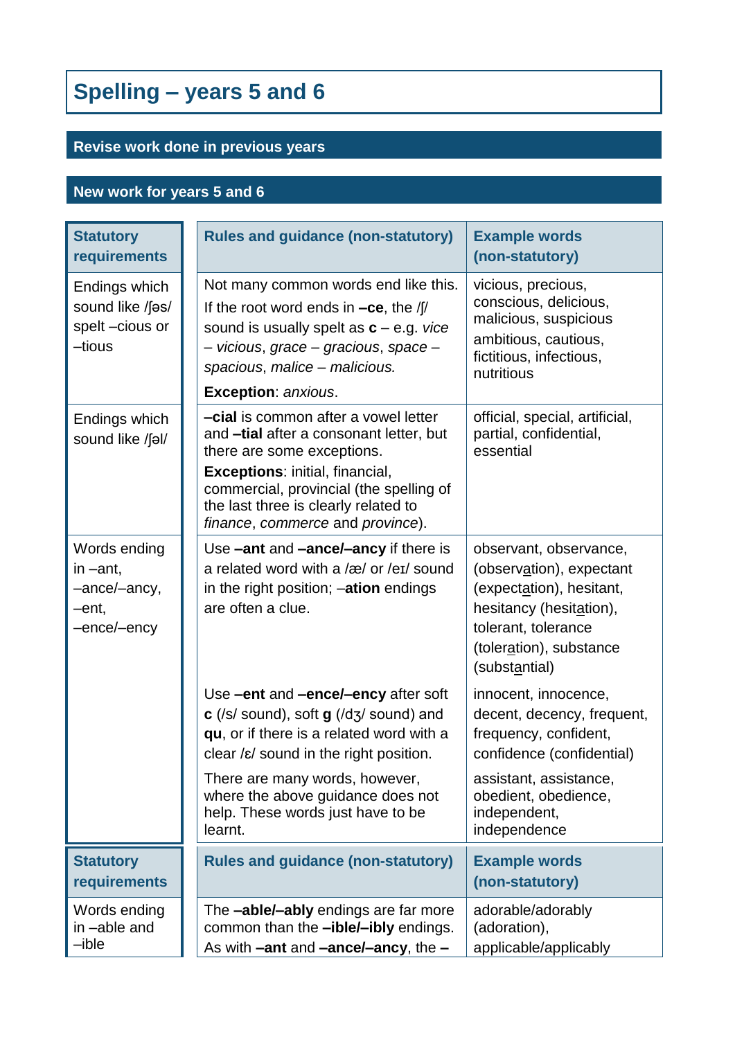# Spelling – years 5 and 6

## Revise work done in previous years

## New work for years 5 and 6

| Statutory requirements | Rules and guidance (non-statutory) | Example words (non-statutory) |
|---|---|---|
| Endings which sound like /ʃəs/ spelt –cious or –tious | Not many common words end like this.<br>If the root word ends in **–ce**, the /ʃ/ sound is usually spelt as **c** – e.g. *vice – vicious*, *grace – gracious*, *space – spacious*, *malice – malicious.*<br>**Exception**: *anxious*. | vicious, precious, conscious, delicious, malicious, suspicious<br>ambitious, cautious, fictitious, infectious, nutritious |
| Endings which sound like /ʃəl/ | **–cial** is common after a vowel letter and **–tial** after a consonant letter, but there are some exceptions.<br>**Exceptions**: initial, financial, commercial, provincial (the spelling of the last three is clearly related to *finance*, *commerce* and *province*). | official, special, artificial, partial, confidential, essential |
| Words ending in –ant, –ance/–ancy, –ent, –ence/–ency | Use **–ant** and **–ance/–ancy** if there is a related word with a /æ/ or /eɪ/ sound in the right position; –**ation** endings are often a clue. | observant, observance, (observ<u>a</u>tion), expectant (expect<u>a</u>tion), hesitant, hesitancy (hesit<u>a</u>tion), tolerant, tolerance (toler<u>a</u>tion), substance (subst<u>a</u>ntial) |
| | Use **–ent** and **–ence/–ency** after soft **c** (/s/ sound), soft **g** (/dʒ/ sound) and **qu**, or if there is a related word with a clear /ɛ/ sound in the right position.<br>There are many words, however, where the above guidance does not help. These words just have to be learnt. | innocent, innocence, decent, decency, frequent, frequency, confident, confidence (confidential)<br>assistant, assistance, obedient, obedience, independent, independence |

| Statutory requirements | Rules and guidance (non-statutory) | Example words (non-statutory) |
|---|---|---|
| Words ending in –able and –ible | The **–able/–ably** endings are far more common than the **–ible/–ibly** endings. As with **–ant** and **–ance/–ancy**, the **–** | adorable/adorably (adoration), applicable/applicably |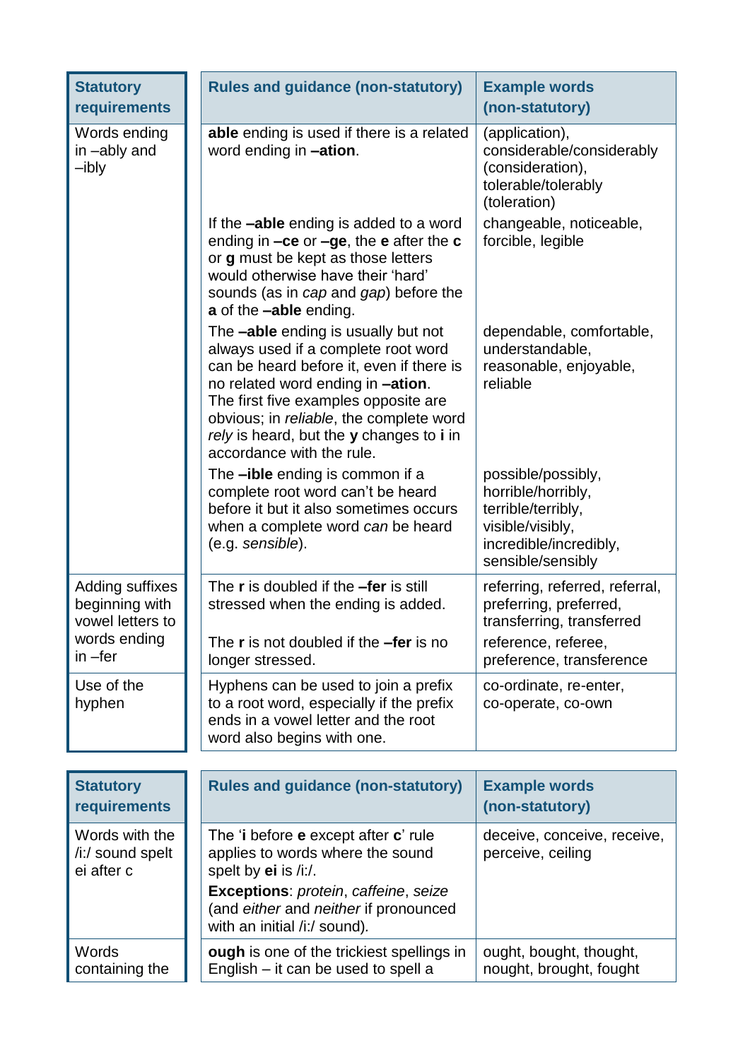| Statutory requirements | Rules and guidance (non-statutory) | Example words (non-statutory) |
|---|---|---|
| Words ending in –ably and –ibly | **able** ending is used if there is a related word ending in **–ation**. | (application), considerable/considerably (consideration), tolerable/tolerably (toleration) |
| | If the **–able** ending is added to a word ending in **–ce** or **–ge**, the **e** after the **c** or **g** must be kept as those letters would otherwise have their 'hard' sounds (as in *cap* and *gap*) before the **a** of the **–able** ending. | changeable, noticeable, forcible, legible |
| | The **–able** ending is usually but not always used if a complete root word can be heard before it, even if there is no related word ending in **–ation**. The first five examples opposite are obvious; in *reliable*, the complete word *rely* is heard, but the **y** changes to **i** in accordance with the rule. | dependable, comfortable, understandable, reasonable, enjoyable, reliable |
| | The **–ible** ending is common if a complete root word can't be heard before it but it also sometimes occurs when a complete word *can* be heard (e.g. *sensible*). | possible/possibly, horrible/horribly, terrible/terribly, visible/visibly, incredible/incredibly, sensible/sensibly |
| Adding suffixes beginning with vowel letters to words ending in –fer | The **r** is doubled if the **–fer** is still stressed when the ending is added. | referring, referred, referral, preferring, preferred, transferring, transferred |
| | The **r** is not doubled if the **–fer** is no longer stressed. | reference, referee, preference, transference |
| Use of the hyphen | Hyphens can be used to join a prefix to a root word, especially if the prefix ends in a vowel letter and the root word also begins with one. | co-ordinate, re-enter, co-operate, co-own |

| Statutory requirements | Rules and guidance (non-statutory) | Example words (non-statutory) |
|---|---|---|
| Words with the /i:/ sound spelt ei after c | The '**i** before **e** except after **c**' rule applies to words where the sound spelt by **ei** is /i:/.<br>**Exceptions**: *protein*, *caffeine*, *seize* (and *either* and *neither* if pronounced with an initial /i:/ sound). | deceive, conceive, receive, perceive, ceiling |
| Words containing the | **ough** is one of the trickiest spellings in English – it can be used to spell a | ought, bought, thought, nought, brought, fought |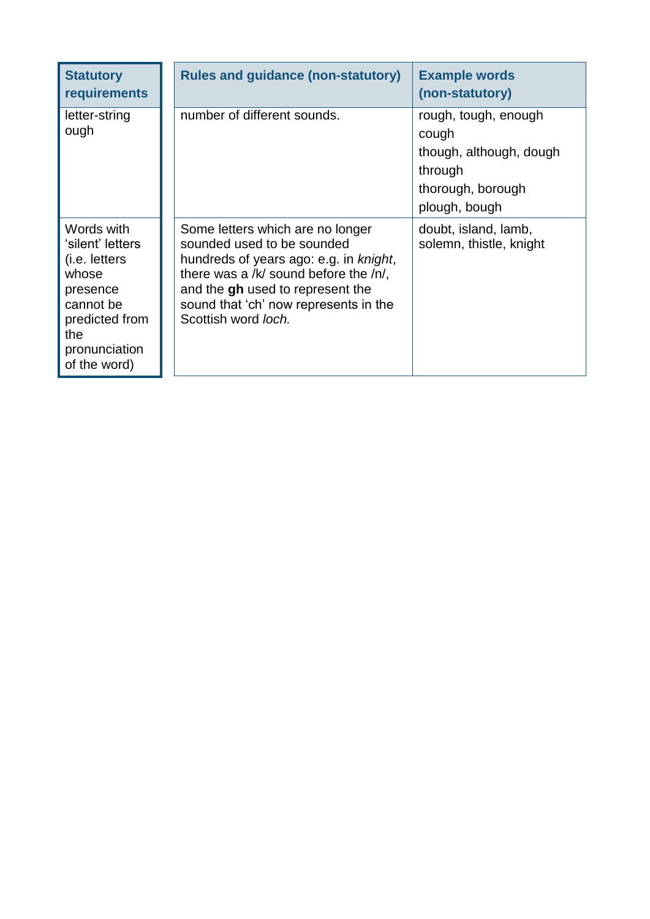| Statutory requirements | Rules and guidance (non-statutory) | Example words (non-statutory) |
|---|---|---|
| letter-string ough | number of different sounds. | rough, tough, enough<br>cough<br>though, although, dough<br>through<br>thorough, borough<br>plough, bough |
| Words with 'silent' letters (i.e. letters whose presence cannot be predicted from the pronunciation of the word) | Some letters which are no longer sounded used to be sounded hundreds of years ago: e.g. in *knight*, there was a /k/ sound before the /n/, and the **gh** used to represent the sound that 'ch' now represents in the Scottish word *loch.* | doubt, island, lamb, solemn, thistle, knight |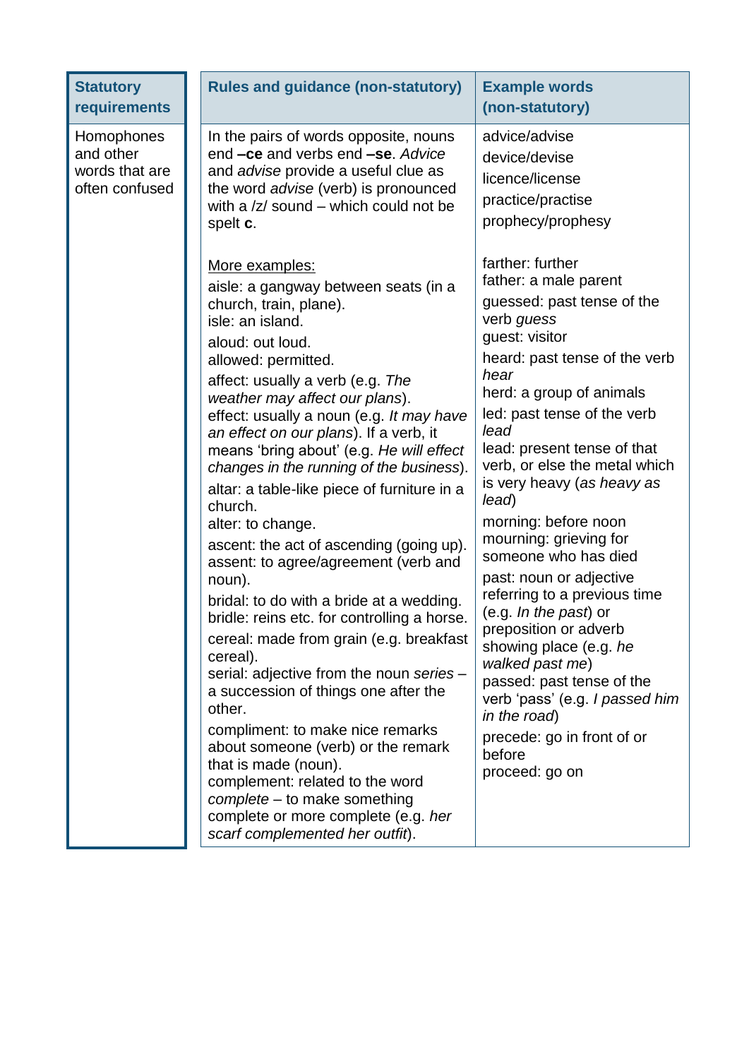| Statutory requirements | Rules and guidance (non-statutory) | Example words (non-statutory) |
|---|---|---|
| Homophones and other words that are often confused | In the pairs of words opposite, nouns end **–ce** and verbs end **–se**. *Advice* and *advise* provide a useful clue as the word *advise* (verb) is pronounced with a /z/ sound – which could not be spelt **c**. | advice/advise<br>device/devise<br>licence/license<br>practice/practise<br>prophecy/prophesy |
| | More examples:<br>aisle: a gangway between seats (in a church, train, plane).<br>isle: an island.<br>aloud: out loud.<br>allowed: permitted.<br>affect: usually a verb (e.g. *The weather may affect our plans*).<br>effect: usually a noun (e.g. *It may have an effect on our plans*). If a verb, it means 'bring about' (e.g. *He will effect changes in the running of the business*).<br>altar: a table-like piece of furniture in a church.<br>alter: to change.<br>ascent: the act of ascending (going up).<br>assent: to agree/agreement (verb and noun).<br>bridal: to do with a bride at a wedding.<br>bridle: reins etc. for controlling a horse.<br>cereal: made from grain (e.g. breakfast cereal).<br>serial: adjective from the noun *series* – a succession of things one after the other.<br>compliment: to make nice remarks about someone (verb) or the remark that is made (noun).<br>complement: related to the word *complete* – to make something complete or more complete (e.g. *her scarf complemented her outfit*). | farther: further<br>father: a male parent<br>guessed: past tense of the verb *guess*<br>guest: visitor<br>heard: past tense of the verb *hear*<br>herd: a group of animals<br>led: past tense of the verb *lead*<br>lead: present tense of that verb, or else the metal which is very heavy (*as heavy as lead*)<br>morning: before noon<br>mourning: grieving for someone who has died<br>past: noun or adjective referring to a previous time (e.g. *In the past*) or preposition or adverb showing place (e.g. *he walked past me*)<br>passed: past tense of the verb 'pass' (e.g. *I passed him in the road*)<br>precede: go in front of or before<br>proceed: go on |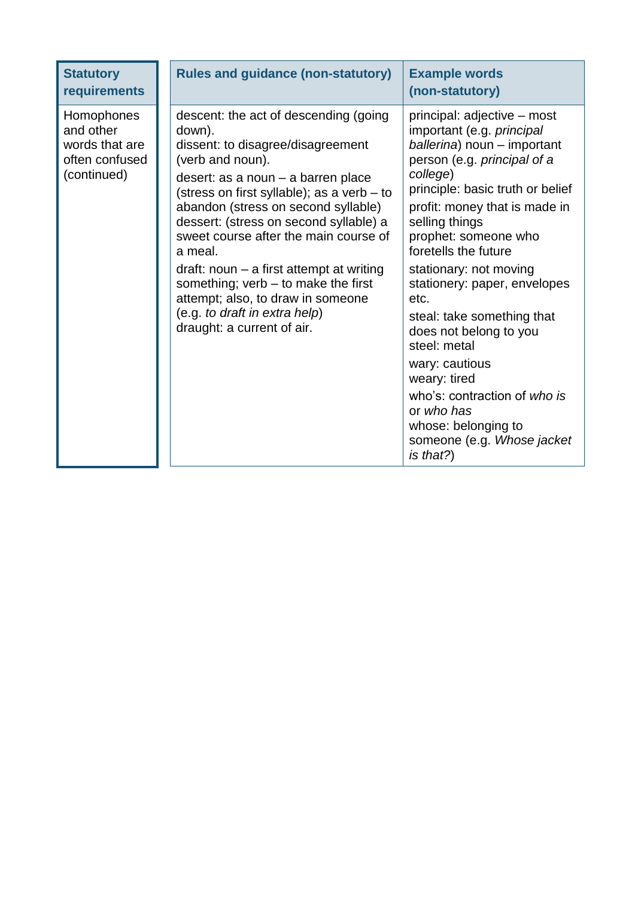| Statutory requirements | Rules and guidance (non-statutory) | Example words (non-statutory) |
| --- | --- | --- |
| Homophones and other words that are often confused (continued) | descent: the act of descending (going down).<br>dissent: to disagree/disagreement (verb and noun).<br><br>desert: as a noun – a barren place (stress on first syllable); as a verb – to abandon (stress on second syllable)<br>dessert: (stress on second syllable) a sweet course after the main course of a meal.<br><br>draft: noun – a first attempt at writing something; verb – to make the first attempt; also, to draw in someone (e.g. *to draft in extra help*)<br>draught: a current of air. | principal: adjective – most important (e.g. *principal ballerina*) noun – important person (e.g. *principal of a college*)<br>principle: basic truth or belief<br><br>profit: money that is made in selling things<br>prophet: someone who foretells the future<br><br>stationary: not moving<br>stationery: paper, envelopes etc.<br><br>steal: take something that does not belong to you<br>steel: metal<br><br>wary: cautious<br>weary: tired<br><br>who's: contraction of *who is* or *who has*<br>whose: belonging to someone (e.g. *Whose jacket is that?*) |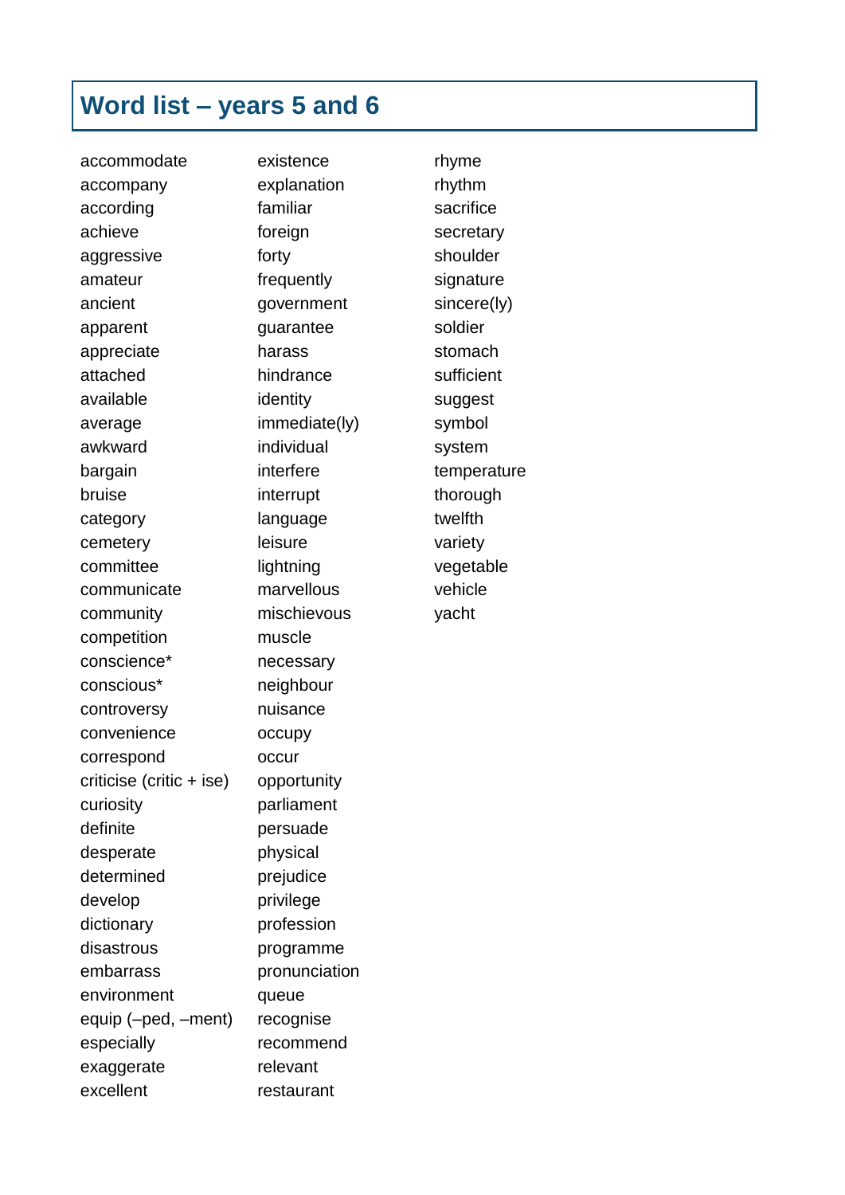## Word list – years 5 and 6

accommodate
accompany
according
achieve
aggressive
amateur
ancient
apparent
appreciate
attached
available
average
awkward
bargain
bruise
category
cemetery
committee
communicate
community
competition
conscience*
conscious*
controversy
convenience
correspond
criticise (critic + ise)
curiosity
definite
desperate
determined
develop
dictionary
disastrous
embarrass
environment
equip (–ped, –ment)
especially
exaggerate
excellent
existence
explanation
familiar
foreign
forty
frequently
government
guarantee
harass
hindrance
identity
immediate(ly)
individual
interfere
interrupt
language
leisure
lightning
marvellous
mischievous
muscle
necessary
neighbour
nuisance
occupy
occur
opportunity
parliament
persuade
physical
prejudice
privilege
profession
programme
pronunciation
queue
recognise
recommend
relevant
restaurant
rhyme
rhythm
sacrifice
secretary
shoulder
signature
sincere(ly)
soldier
stomach
sufficient
suggest
symbol
system
temperature
thorough
twelfth
variety
vegetable
vehicle
yacht